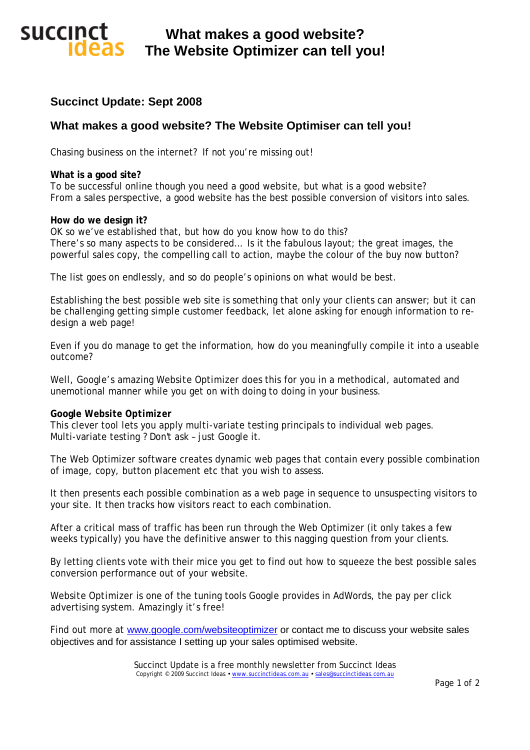# What makes a good website? The Website Optimizer can tell you!

## Succinct Update: Sept 2008

## What makes a good website? The Website Optimiser can tell you!

Chasing business on the internet? If not you're missing out!

**What is a good site?**
To be successful online though you need a good website, but what is a good website?
From a sales perspective, a good website has the best possible conversion of visitors into sales.

**How do we design it?**
OK so we've established that, but how do you know how to do this?
There's so many aspects to be considered… Is it the fabulous layout; the great images, the powerful sales copy, the compelling call to action, maybe the colour of the buy now button?

The list goes on endlessly, and so do people's opinions on what would be best.

Establishing the best possible web site is something that only your clients can answer; but it can be challenging getting simple customer feedback, let alone asking for enough information to re-design a web page!

Even if you do manage to get the information, how do you meaningfully compile it into a useable outcome?

Well, Google's amazing Website Optimizer does this for you in a methodical, automated and unemotional manner while you get on with doing to doing in your business.

***Google Website Optimizer***
This clever tool lets you apply multi-variate testing principals to individual web pages.
Multi-variate testing ? Don't ask – just Google it.

The Web Optimizer software creates dynamic web pages that contain every possible combination of image, copy, button placement etc that you wish to assess.

It then presents each possible combination as a web page in sequence to unsuspecting visitors to your site. It then tracks how visitors react to each combination.

After a critical mass of traffic has been run through the Web Optimizer (it only takes a few weeks typically) you have the definitive answer to this nagging question from your clients.

By letting clients vote with their mice you get to find out how to squeeze the best possible sales conversion performance out of your website.

Website Optimizer is one of the tuning tools Google provides in AdWords, the pay per click advertising system. Amazingly it's free!

Find out more at [www.google.com/websiteoptimizer](http://www.google.com/websiteoptimizer) or contact me to discuss your website sales objectives and for assistance I setting up your sales optimised website.

Succinct Update is a free monthly newsletter from Succinct Ideas
Copyright © 2009 Succinct Ideas • [www.succinctideas.com.au](http://www.succinctideas.com.au) • [sales@succinctideas.com.au](mailto:sales@succinctideas.com.au)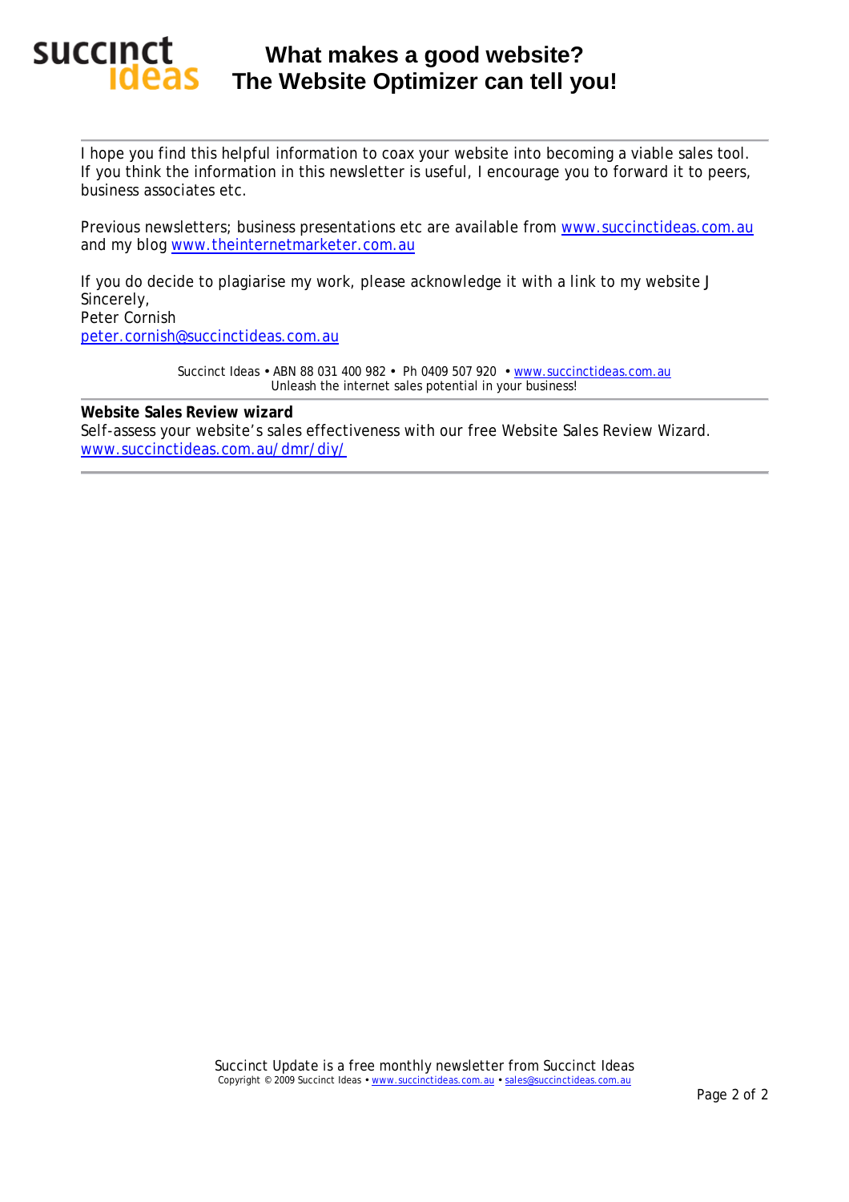I hope you find this helpful information to coax your website into becoming a viable sales tool. If you think the information in this newsletter is useful, I encourage you to forward it to peers, business associates etc.

Previous newsletters; business presentations etc are available from www.succinctideas.com.au and my blog www.theinternetmarketer.com.au

If you do decide to plagiarise my work, please acknowledge it with a link to my website J
Sincerely,
Peter Cornish
peter.cornish@succinctideas.com.au

Succinct Ideas • ABN 88 031 400 982 • Ph 0409 507 920 • www.succinctideas.com.au
Unleash the internet sales potential in your business!

**Website Sales Review wizard**
Self-assess your website's sales effectiveness with our free Website Sales Review Wizard.
www.succinctideas.com.au/dmr/diy/

Succinct Update is a free monthly newsletter from Succinct Ideas
Copyright © 2009 Succinct Ideas • www.succinctideas.com.au • sales@succinctideas.com.au